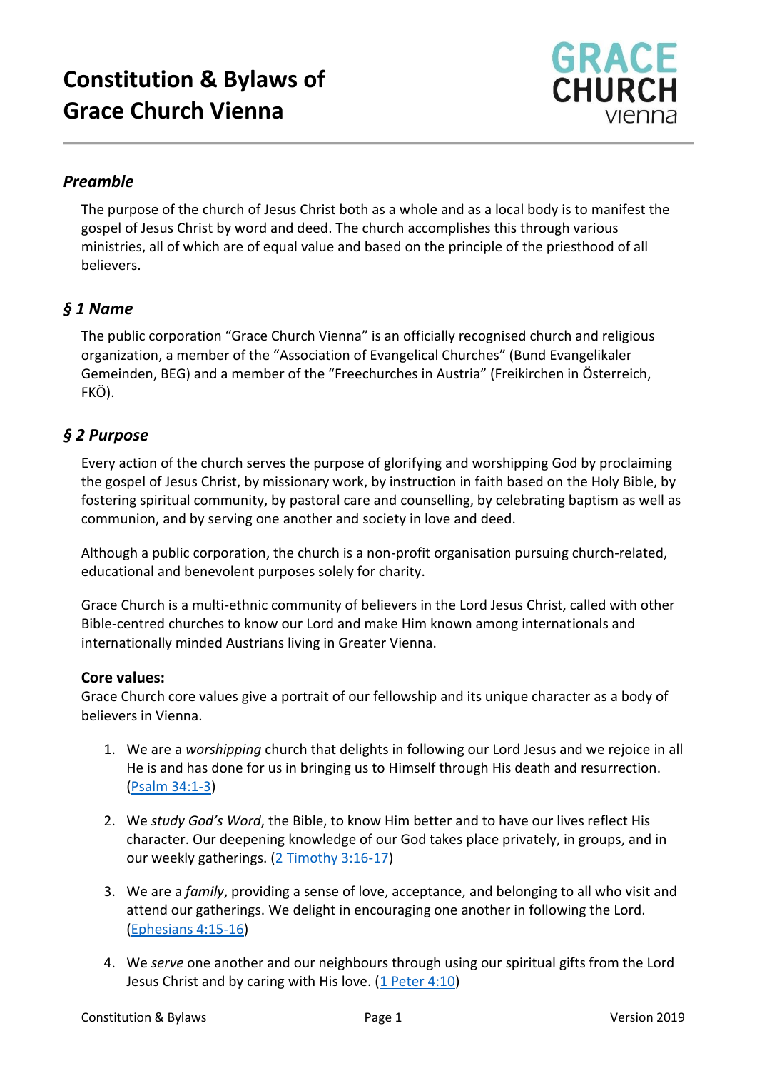# Constitution & Bylaws of Grace Church Vienna

## *Preamble*

The purpose of the church of Jesus Christ both as a whole and as a local body is to manifest the gospel of Jesus Christ by word and deed. The church accomplishes this through various ministries, all of which are of equal value and based on the principle of the priesthood of all believers.

## *§ 1 Name*

The public corporation “Grace Church Vienna” is an officially recognised church and religious organization, a member of the “Association of Evangelical Churches” (Bund Evangelikaler Gemeinden, BEG) and a member of the “Freechurches in Austria” (Freikirchen in Österreich, FKÖ).

## *§ 2 Purpose*

Every action of the church serves the purpose of glorifying and worshipping God by proclaiming the gospel of Jesus Christ, by missionary work, by instruction in faith based on the Holy Bible, by fostering spiritual community, by pastoral care and counselling, by celebrating baptism as well as communion, and by serving one another and society in love and deed.

Although a public corporation, the church is a non-profit organisation pursuing church-related, educational and benevolent purposes solely for charity.

Grace Church is a multi-ethnic community of believers in the Lord Jesus Christ, called with other Bible-centred churches to know our Lord and make Him known among internationals and internationally minded Austrians living in Greater Vienna.

**Core values:**
Grace Church core values give a portrait of our fellowship and its unique character as a body of believers in Vienna.

1. We are a *worshipping* church that delights in following our Lord Jesus and we rejoice in all He is and has done for us in bringing us to Himself through His death and resurrection. (Psalm 34:1-3)

2. We *study God’s Word*, the Bible, to know Him better and to have our lives reflect His character. Our deepening knowledge of our God takes place privately, in groups, and in our weekly gatherings. (2 Timothy 3:16-17)

3. We are a *family*, providing a sense of love, acceptance, and belonging to all who visit and attend our gatherings. We delight in encouraging one another in following the Lord. (Ephesians 4:15-16)

4. We *serve* one another and our neighbours through using our spiritual gifts from the Lord Jesus Christ and by caring with His love. (1 Peter 4:10)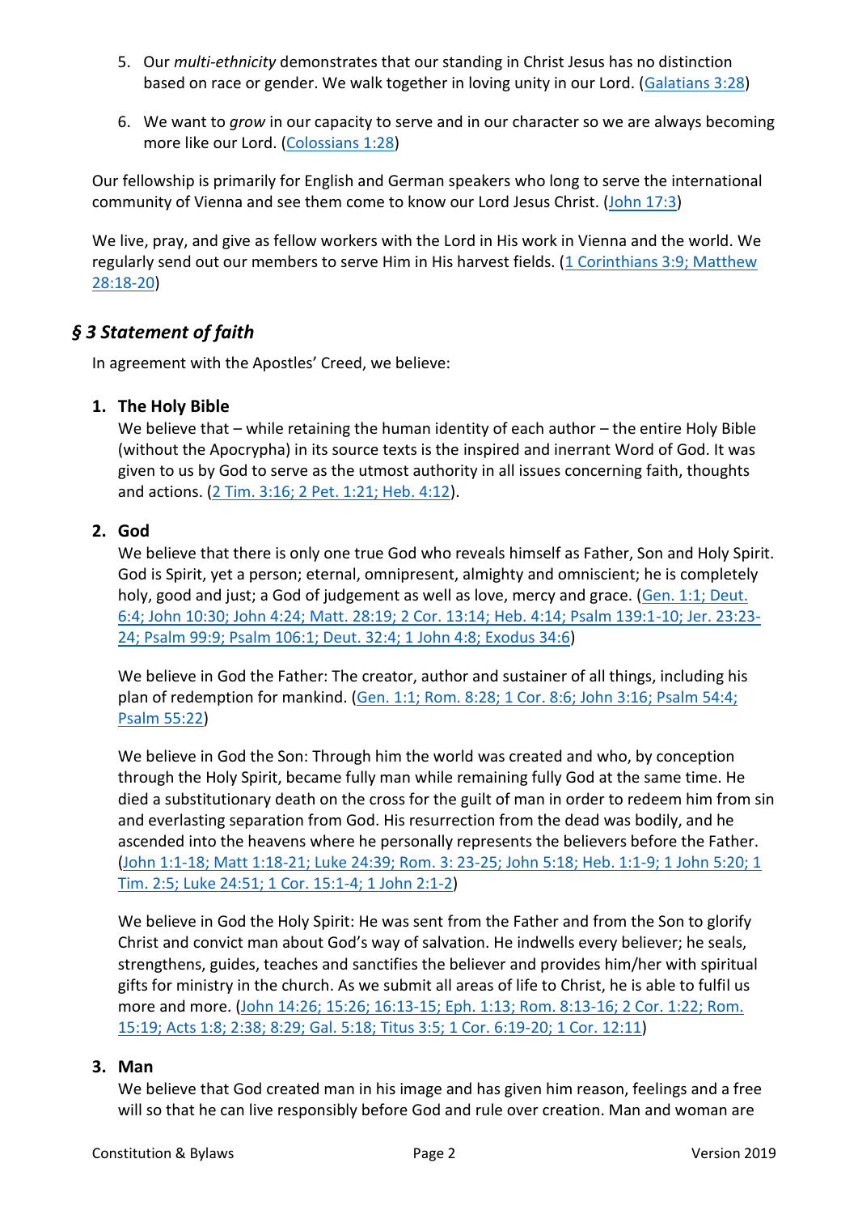5. Our *multi-ethnicity* demonstrates that our standing in Christ Jesus has no distinction based on race or gender. We walk together in loving unity in our Lord. (Galatians 3:28)

6. We want to *grow* in our capacity to serve and in our character so we are always becoming more like our Lord. (Colossians 1:28)

Our fellowship is primarily for English and German speakers who long to serve the international community of Vienna and see them come to know our Lord Jesus Christ. (John 17:3)

We live, pray, and give as fellow workers with the Lord in His work in Vienna and the world. We regularly send out our members to serve Him in His harvest fields. (1 Corinthians 3:9; Matthew 28:18-20)

## *§ 3 Statement of faith*

In agreement with the Apostles' Creed, we believe:

### 1. The Holy Bible

We believe that – while retaining the human identity of each author – the entire Holy Bible (without the Apocrypha) in its source texts is the inspired and inerrant Word of God. It was given to us by God to serve as the utmost authority in all issues concerning faith, thoughts and actions. (2 Tim. 3:16; 2 Pet. 1:21; Heb. 4:12).

### 2. God

We believe that there is only one true God who reveals himself as Father, Son and Holy Spirit. God is Spirit, yet a person; eternal, omnipresent, almighty and omniscient; he is completely holy, good and just; a God of judgement as well as love, mercy and grace. (Gen. 1:1; Deut. 6:4; John 10:30; John 4:24; Matt. 28:19; 2 Cor. 13:14; Heb. 4:14; Psalm 139:1-10; Jer. 23:23-24; Psalm 99:9; Psalm 106:1; Deut. 32:4; 1 John 4:8; Exodus 34:6)

We believe in God the Father: The creator, author and sustainer of all things, including his plan of redemption for mankind. (Gen. 1:1; Rom. 8:28; 1 Cor. 8:6; John 3:16; Psalm 54:4; Psalm 55:22)

We believe in God the Son: Through him the world was created and who, by conception through the Holy Spirit, became fully man while remaining fully God at the same time. He died a substitutionary death on the cross for the guilt of man in order to redeem him from sin and everlasting separation from God. His resurrection from the dead was bodily, and he ascended into the heavens where he personally represents the believers before the Father. (John 1:1-18; Matt 1:18-21; Luke 24:39; Rom. 3: 23-25; John 5:18; Heb. 1:1-9; 1 John 5:20; 1 Tim. 2:5; Luke 24:51; 1 Cor. 15:1-4; 1 John 2:1-2)

We believe in God the Holy Spirit: He was sent from the Father and from the Son to glorify Christ and convict man about God's way of salvation. He indwells every believer; he seals, strengthens, guides, teaches and sanctifies the believer and provides him/her with spiritual gifts for ministry in the church. As we submit all areas of life to Christ, he is able to fulfil us more and more. (John 14:26; 15:26; 16:13-15; Eph. 1:13; Rom. 8:13-16; 2 Cor. 1:22; Rom. 15:19; Acts 1:8; 2:38; 8:29; Gal. 5:18; Titus 3:5; 1 Cor. 6:19-20; 1 Cor. 12:11)

### 3. Man

We believe that God created man in his image and has given him reason, feelings and a free will so that he can live responsibly before God and rule over creation. Man and woman are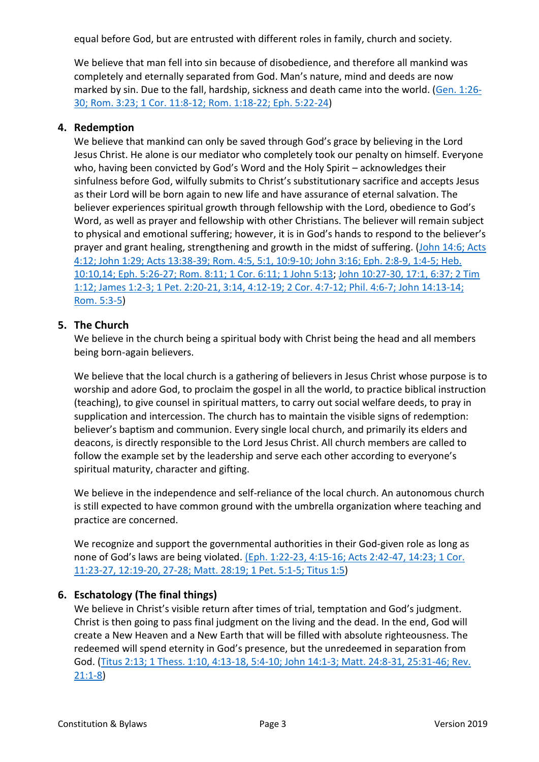equal before God, but are entrusted with different roles in family, church and society.

We believe that man fell into sin because of disobedience, and therefore all mankind was completely and eternally separated from God. Man's nature, mind and deeds are now marked by sin. Due to the fall, hardship, sickness and death came into the world. (Gen. 1:26-30; Rom. 3:23; 1 Cor. 11:8-12; Rom. 1:18-22; Eph. 5:22-24)

## 4. Redemption

We believe that mankind can only be saved through God's grace by believing in the Lord Jesus Christ. He alone is our mediator who completely took our penalty on himself. Everyone who, having been convicted by God's Word and the Holy Spirit – acknowledges their sinfulness before God, wilfully submits to Christ's substitutionary sacrifice and accepts Jesus as their Lord will be born again to new life and have assurance of eternal salvation. The believer experiences spiritual growth through fellowship with the Lord, obedience to God's Word, as well as prayer and fellowship with other Christians. The believer will remain subject to physical and emotional suffering; however, it is in God's hands to respond to the believer's prayer and grant healing, strengthening and growth in the midst of suffering. (John 14:6; Acts 4:12; John 1:29; Acts 13:38-39; Rom. 4:5, 5:1, 10:9-10; John 3:16; Eph. 2:8-9, 1:4-5; Heb. 10:10,14; Eph. 5:26-27; Rom. 8:11; 1 Cor. 6:11; 1 John 5:13; John 10:27-30, 17:1, 6:37; 2 Tim 1:12; James 1:2-3; 1 Pet. 2:20-21, 3:14, 4:12-19; 2 Cor. 4:7-12; Phil. 4:6-7; John 14:13-14; Rom. 5:3-5)

## 5. The Church

We believe in the church being a spiritual body with Christ being the head and all members being born-again believers.

We believe that the local church is a gathering of believers in Jesus Christ whose purpose is to worship and adore God, to proclaim the gospel in all the world, to practice biblical instruction (teaching), to give counsel in spiritual matters, to carry out social welfare deeds, to pray in supplication and intercession. The church has to maintain the visible signs of redemption: believer's baptism and communion. Every single local church, and primarily its elders and deacons, is directly responsible to the Lord Jesus Christ. All church members are called to follow the example set by the leadership and serve each other according to everyone's spiritual maturity, character and gifting.

We believe in the independence and self-reliance of the local church. An autonomous church is still expected to have common ground with the umbrella organization where teaching and practice are concerned.

We recognize and support the governmental authorities in their God-given role as long as none of God's laws are being violated. (Eph. 1:22-23, 4:15-16; Acts 2:42-47, 14:23; 1 Cor. 11:23-27, 12:19-20, 27-28; Matt. 28:19; 1 Pet. 5:1-5; Titus 1:5)

## 6. Eschatology (The final things)

We believe in Christ's visible return after times of trial, temptation and God's judgment. Christ is then going to pass final judgment on the living and the dead. In the end, God will create a New Heaven and a New Earth that will be filled with absolute righteousness. The redeemed will spend eternity in God's presence, but the unredeemed in separation from God. (Titus 2:13; 1 Thess. 1:10, 4:13-18, 5:4-10; John 14:1-3; Matt. 24:8-31, 25:31-46; Rev. 21:1-8)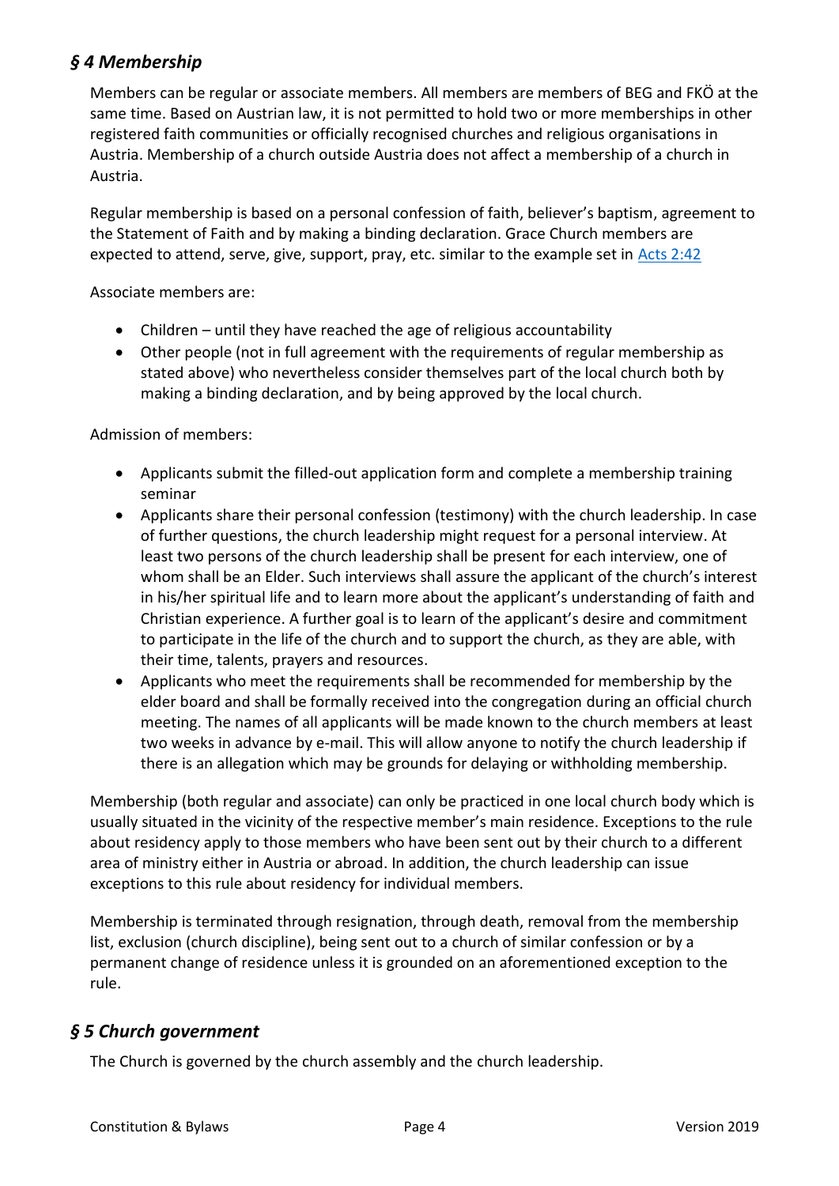## *§ 4 Membership*

Members can be regular or associate members. All members are members of BEG and FKÖ at the same time. Based on Austrian law, it is not permitted to hold two or more memberships in other registered faith communities or officially recognised churches and religious organisations in Austria. Membership of a church outside Austria does not affect a membership of a church in Austria.

Regular membership is based on a personal confession of faith, believer's baptism, agreement to the Statement of Faith and by making a binding declaration. Grace Church members are expected to attend, serve, give, support, pray, etc. similar to the example set in Acts 2:42

Associate members are:

- Children – until they have reached the age of religious accountability
- Other people (not in full agreement with the requirements of regular membership as stated above) who nevertheless consider themselves part of the local church both by making a binding declaration, and by being approved by the local church.

Admission of members:

- Applicants submit the filled-out application form and complete a membership training seminar
- Applicants share their personal confession (testimony) with the church leadership. In case of further questions, the church leadership might request for a personal interview. At least two persons of the church leadership shall be present for each interview, one of whom shall be an Elder. Such interviews shall assure the applicant of the church's interest in his/her spiritual life and to learn more about the applicant's understanding of faith and Christian experience. A further goal is to learn of the applicant's desire and commitment to participate in the life of the church and to support the church, as they are able, with their time, talents, prayers and resources.
- Applicants who meet the requirements shall be recommended for membership by the elder board and shall be formally received into the congregation during an official church meeting. The names of all applicants will be made known to the church members at least two weeks in advance by e-mail. This will allow anyone to notify the church leadership if there is an allegation which may be grounds for delaying or withholding membership.

Membership (both regular and associate) can only be practiced in one local church body which is usually situated in the vicinity of the respective member's main residence. Exceptions to the rule about residency apply to those members who have been sent out by their church to a different area of ministry either in Austria or abroad. In addition, the church leadership can issue exceptions to this rule about residency for individual members.

Membership is terminated through resignation, through death, removal from the membership list, exclusion (church discipline), being sent out to a church of similar confession or by a permanent change of residence unless it is grounded on an aforementioned exception to the rule.

## *§ 5 Church government*

The Church is governed by the church assembly and the church leadership.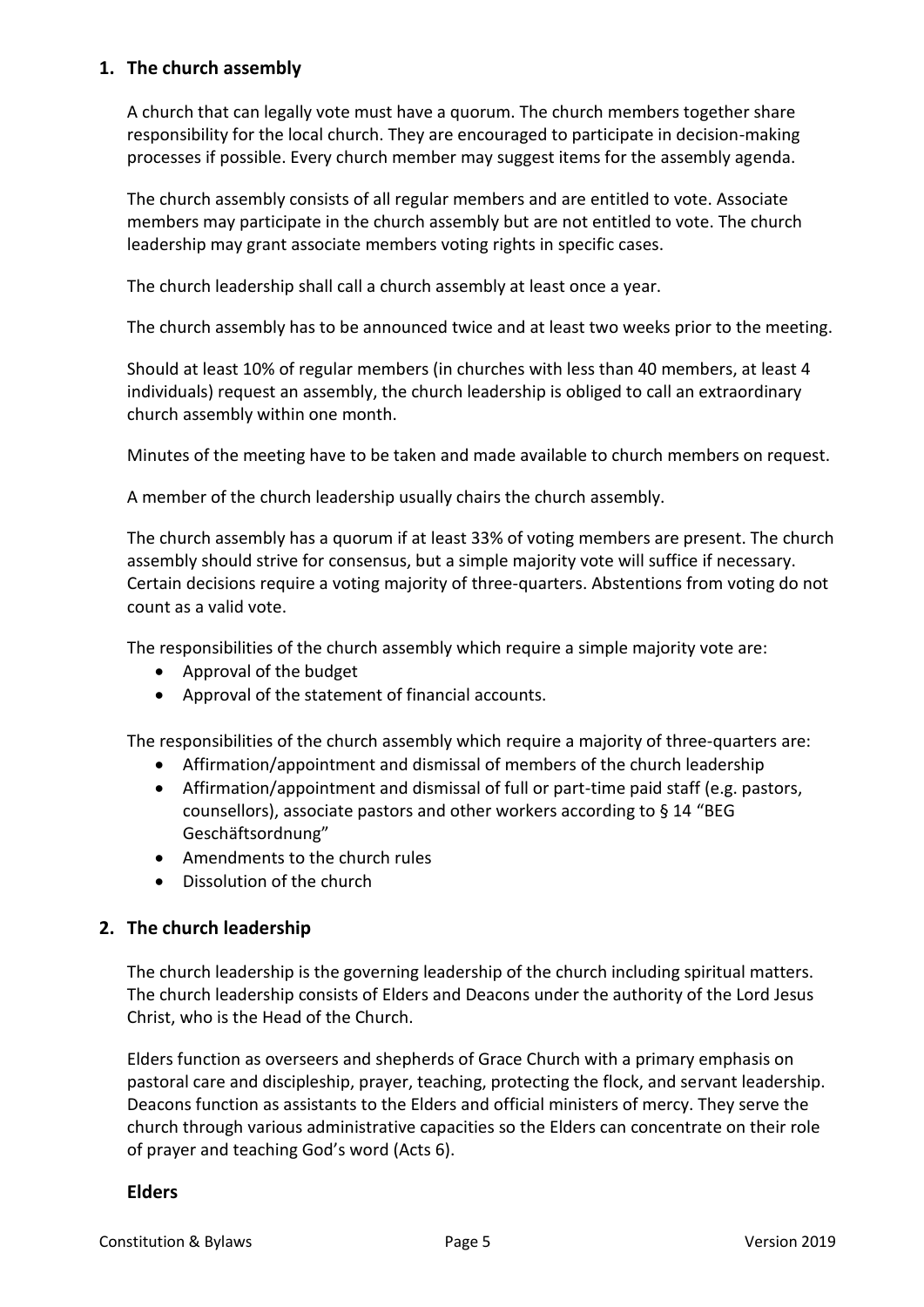## 1. The church assembly

A church that can legally vote must have a quorum. The church members together share responsibility for the local church. They are encouraged to participate in decision-making processes if possible. Every church member may suggest items for the assembly agenda.

The church assembly consists of all regular members and are entitled to vote. Associate members may participate in the church assembly but are not entitled to vote. The church leadership may grant associate members voting rights in specific cases.

The church leadership shall call a church assembly at least once a year.

The church assembly has to be announced twice and at least two weeks prior to the meeting.

Should at least 10% of regular members (in churches with less than 40 members, at least 4 individuals) request an assembly, the church leadership is obliged to call an extraordinary church assembly within one month.

Minutes of the meeting have to be taken and made available to church members on request.

A member of the church leadership usually chairs the church assembly.

The church assembly has a quorum if at least 33% of voting members are present. The church assembly should strive for consensus, but a simple majority vote will suffice if necessary. Certain decisions require a voting majority of three-quarters. Abstentions from voting do not count as a valid vote.

The responsibilities of the church assembly which require a simple majority vote are:

- Approval of the budget
- Approval of the statement of financial accounts.

The responsibilities of the church assembly which require a majority of three-quarters are:

- Affirmation/appointment and dismissal of members of the church leadership
- Affirmation/appointment and dismissal of full or part-time paid staff (e.g. pastors, counsellors), associate pastors and other workers according to § 14 "BEG Geschäftsordnung"
- Amendments to the church rules
- Dissolution of the church

## 2. The church leadership

The church leadership is the governing leadership of the church including spiritual matters. The church leadership consists of Elders and Deacons under the authority of the Lord Jesus Christ, who is the Head of the Church.

Elders function as overseers and shepherds of Grace Church with a primary emphasis on pastoral care and discipleship, prayer, teaching, protecting the flock, and servant leadership. Deacons function as assistants to the Elders and official ministers of mercy. They serve the church through various administrative capacities so the Elders can concentrate on their role of prayer and teaching God's word (Acts 6).

### Elders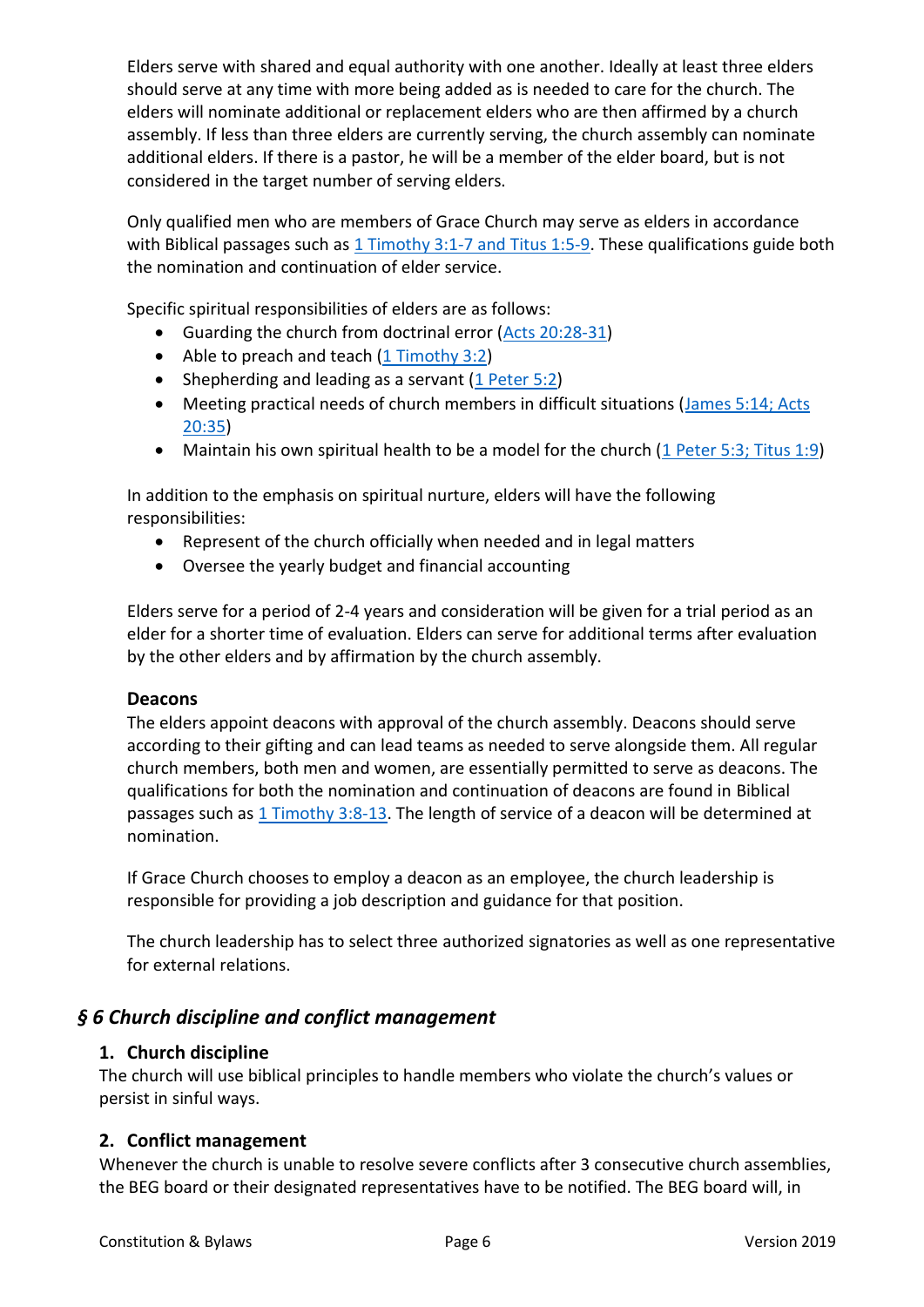Elders serve with shared and equal authority with one another. Ideally at least three elders should serve at any time with more being added as is needed to care for the church. The elders will nominate additional or replacement elders who are then affirmed by a church assembly. If less than three elders are currently serving, the church assembly can nominate additional elders. If there is a pastor, he will be a member of the elder board, but is not considered in the target number of serving elders.

Only qualified men who are members of Grace Church may serve as elders in accordance with Biblical passages such as 1 Timothy 3:1-7 and Titus 1:5-9. These qualifications guide both the nomination and continuation of elder service.

Specific spiritual responsibilities of elders are as follows:

- Guarding the church from doctrinal error (Acts 20:28-31)
- Able to preach and teach (1 Timothy 3:2)
- Shepherding and leading as a servant (1 Peter 5:2)
- Meeting practical needs of church members in difficult situations (James 5:14; Acts 20:35)
- Maintain his own spiritual health to be a model for the church (1 Peter 5:3; Titus 1:9)

In addition to the emphasis on spiritual nurture, elders will have the following responsibilities:

- Represent of the church officially when needed and in legal matters
- Oversee the yearly budget and financial accounting

Elders serve for a period of 2-4 years and consideration will be given for a trial period as an elder for a shorter time of evaluation. Elders can serve for additional terms after evaluation by the other elders and by affirmation by the church assembly.

**Deacons**

The elders appoint deacons with approval of the church assembly. Deacons should serve according to their gifting and can lead teams as needed to serve alongside them. All regular church members, both men and women, are essentially permitted to serve as deacons. The qualifications for both the nomination and continuation of deacons are found in Biblical passages such as 1 Timothy 3:8-13. The length of service of a deacon will be determined at nomination.

If Grace Church chooses to employ a deacon as an employee, the church leadership is responsible for providing a job description and guidance for that position.

The church leadership has to select three authorized signatories as well as one representative for external relations.

## *§ 6 Church discipline and conflict management*

### 1. Church discipline

The church will use biblical principles to handle members who violate the church's values or persist in sinful ways.

### 2. Conflict management

Whenever the church is unable to resolve severe conflicts after 3 consecutive church assemblies, the BEG board or their designated representatives have to be notified. The BEG board will, in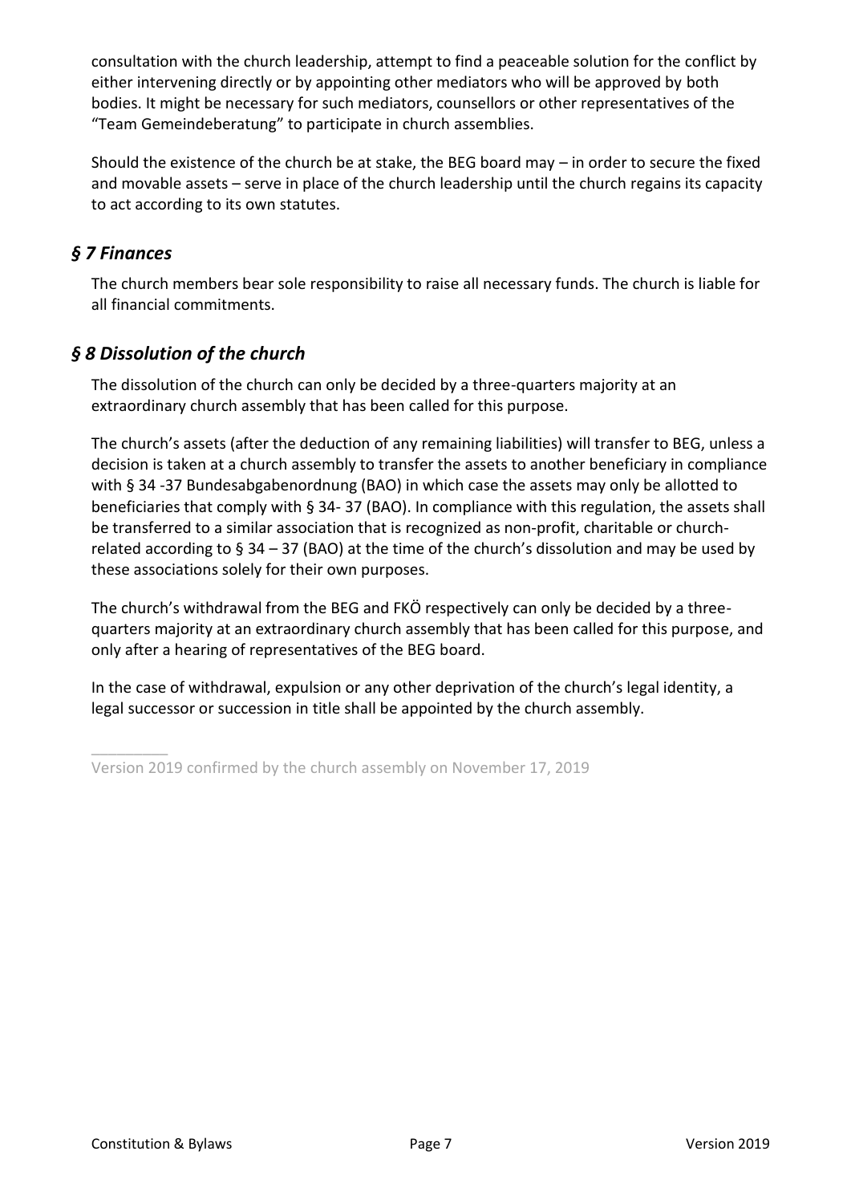consultation with the church leadership, attempt to find a peaceable solution for the conflict by either intervening directly or by appointing other mediators who will be approved by both bodies. It might be necessary for such mediators, counsellors or other representatives of the "Team Gemeindeberatung" to participate in church assemblies.

Should the existence of the church be at stake, the BEG board may – in order to secure the fixed and movable assets – serve in place of the church leadership until the church regains its capacity to act according to its own statutes.

## *§ 7 Finances*

The church members bear sole responsibility to raise all necessary funds. The church is liable for all financial commitments.

## *§ 8 Dissolution of the church*

The dissolution of the church can only be decided by a three-quarters majority at an extraordinary church assembly that has been called for this purpose.

The church's assets (after the deduction of any remaining liabilities) will transfer to BEG, unless a decision is taken at a church assembly to transfer the assets to another beneficiary in compliance with § 34 -37 Bundesabgabenordnung (BAO) in which case the assets may only be allotted to beneficiaries that comply with § 34- 37 (BAO). In compliance with this regulation, the assets shall be transferred to a similar association that is recognized as non-profit, charitable or church-related according to § 34 – 37 (BAO) at the time of the church's dissolution and may be used by these associations solely for their own purposes.

The church's withdrawal from the BEG and FKÖ respectively can only be decided by a three-quarters majority at an extraordinary church assembly that has been called for this purpose, and only after a hearing of representatives of the BEG board.

In the case of withdrawal, expulsion or any other deprivation of the church's legal identity, a legal successor or succession in title shall be appointed by the church assembly.

---

Version 2019 confirmed by the church assembly on November 17, 2019